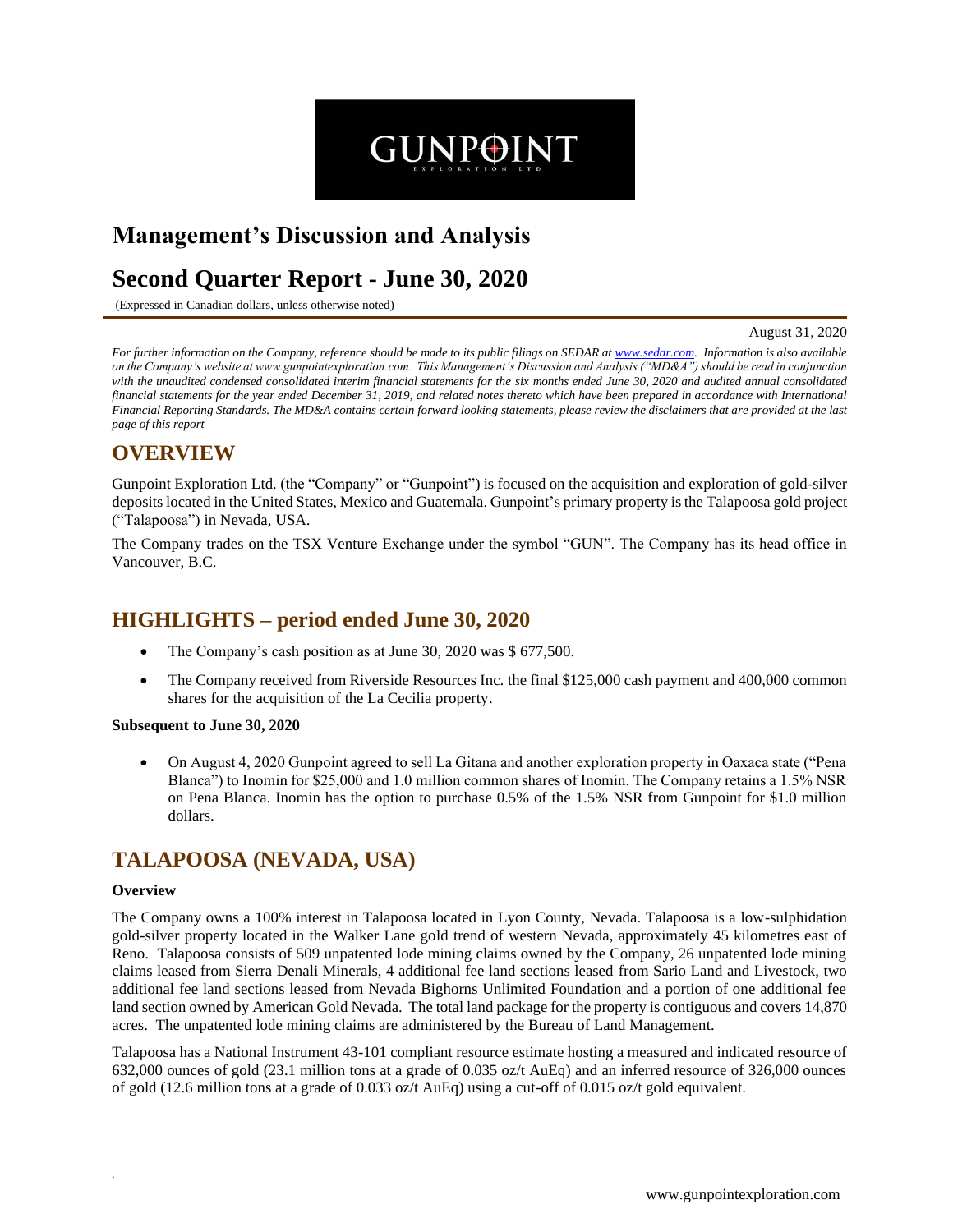GUNPOINT
EXPLORATION LTD

# Management's Discussion and Analysis

# Second Quarter Report - June 30, 2020

(Expressed in Canadian dollars, unless otherwise noted)

August 31, 2020

*For further information on the Company, reference should be made to its public filings on SEDAR at www.sedar.com. Information is also available on the Company's website at www.gunpointexploration.com. This Management's Discussion and Analysis ("MD&A") should be read in conjunction with the unaudited condensed consolidated interim financial statements for the six months ended June 30, 2020 and audited annual consolidated financial statements for the year ended December 31, 2019, and related notes thereto which have been prepared in accordance with International Financial Reporting Standards. The MD&A contains certain forward looking statements, please review the disclaimers that are provided at the last page of this report*

## OVERVIEW

Gunpoint Exploration Ltd. (the "Company" or "Gunpoint") is focused on the acquisition and exploration of gold-silver deposits located in the United States, Mexico and Guatemala. Gunpoint's primary property is the Talapoosa gold project ("Talapoosa") in Nevada, USA.

The Company trades on the TSX Venture Exchange under the symbol "GUN". The Company has its head office in Vancouver, B.C.

## HIGHLIGHTS – period ended June 30, 2020

- The Company's cash position as at June 30, 2020 was $ 677,500.
- The Company received from Riverside Resources Inc. the final $125,000 cash payment and 400,000 common shares for the acquisition of the La Cecilia property.

**Subsequent to June 30, 2020**

- On August 4, 2020 Gunpoint agreed to sell La Gitana and another exploration property in Oaxaca state ("Pena Blanca") to Inomin for $25,000 and 1.0 million common shares of Inomin. The Company retains a 1.5% NSR on Pena Blanca. Inomin has the option to purchase 0.5% of the 1.5% NSR from Gunpoint for $1.0 million dollars.

## TALAPOOSA (NEVADA, USA)

**Overview**

The Company owns a 100% interest in Talapoosa located in Lyon County, Nevada. Talapoosa is a low-sulphidation gold-silver property located in the Walker Lane gold trend of western Nevada, approximately 45 kilometres east of Reno. Talapoosa consists of 509 unpatented lode mining claims owned by the Company, 26 unpatented lode mining claims leased from Sierra Denali Minerals, 4 additional fee land sections leased from Sario Land and Livestock, two additional fee land sections leased from Nevada Bighorns Unlimited Foundation and a portion of one additional fee land section owned by American Gold Nevada. The total land package for the property is contiguous and covers 14,870 acres. The unpatented lode mining claims are administered by the Bureau of Land Management.

Talapoosa has a National Instrument 43-101 compliant resource estimate hosting a measured and indicated resource of 632,000 ounces of gold (23.1 million tons at a grade of 0.035 oz/t AuEq) and an inferred resource of 326,000 ounces of gold (12.6 million tons at a grade of 0.033 oz/t AuEq) using a cut-off of 0.015 oz/t gold equivalent.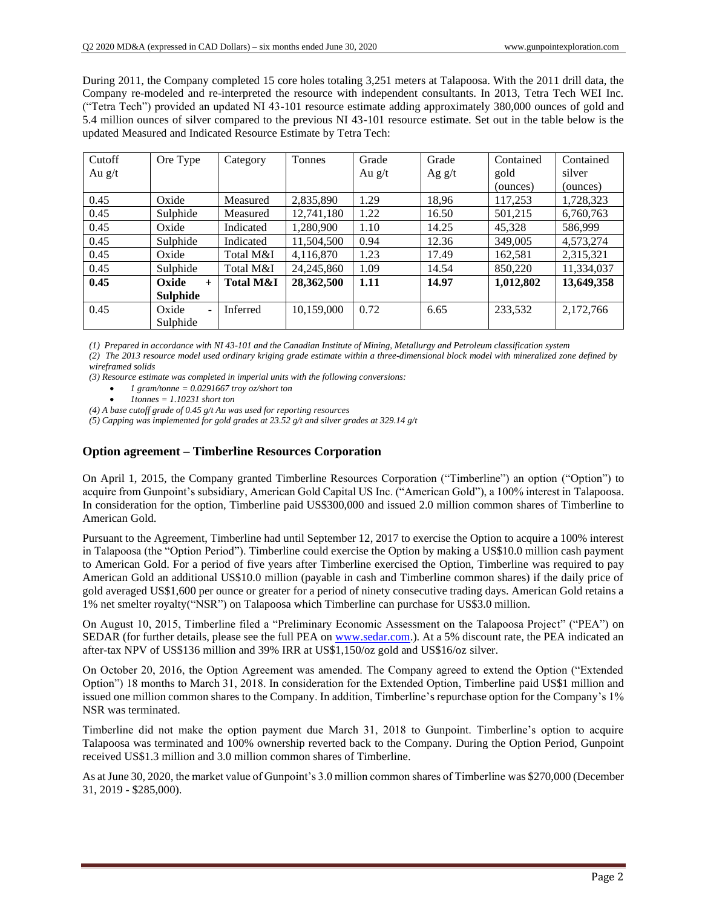During 2011, the Company completed 15 core holes totaling 3,251 meters at Talapoosa. With the 2011 drill data, the Company re-modeled and re-interpreted the resource with independent consultants. In 2013, Tetra Tech WEI Inc. ("Tetra Tech") provided an updated NI 43-101 resource estimate adding approximately 380,000 ounces of gold and 5.4 million ounces of silver compared to the previous NI 43-101 resource estimate. Set out in the table below is the updated Measured and Indicated Resource Estimate by Tetra Tech:

| Cutoff Au g/t | Ore Type | Category | Tonnes | Grade Au g/t | Grade Ag g/t | Contained gold (ounces) | Contained silver (ounces) |
|---|---|---|---|---|---|---|---|
| 0.45 | Oxide | Measured | 2,835,890 | 1.29 | 18,96 | 117,253 | 1,728,323 |
| 0.45 | Sulphide | Measured | 12,741,180 | 1.22 | 16.50 | 501,215 | 6,760,763 |
| 0.45 | Oxide | Indicated | 1,280,900 | 1.10 | 14.25 | 45,328 | 586,999 |
| 0.45 | Sulphide | Indicated | 11,504,500 | 0.94 | 12.36 | 349,005 | 4,573,274 |
| 0.45 | Oxide | Total M&I | 4,116,870 | 1.23 | 17.49 | 162,581 | 2,315,321 |
| 0.45 | Sulphide | Total M&I | 24,245,860 | 1.09 | 14.54 | 850,220 | 11,334,037 |
| **0.45** | **Oxide + Sulphide** | **Total M&I** | **28,362,500** | **1.11** | **14.97** | **1,012,802** | **13,649,358** |
| 0.45 | Oxide - Sulphide | Inferred | 10,159,000 | 0.72 | 6.65 | 233,532 | 2,172,766 |

*(1) Prepared in accordance with NI 43-101 and the Canadian Institute of Mining, Metallurgy and Petroleum classification system*

*(2) The 2013 resource model used ordinary kriging grade estimate within a three-dimensional block model with mineralized zone defined by wireframed solids*

*(3) Resource estimate was completed in imperial units with the following conversions:*

- *1 gram/tonne = 0.0291667 troy oz/short ton*
- *1tonnes = 1.10231 short ton*

*(4) A base cutoff grade of 0.45 g/t Au was used for reporting resources*

*(5) Capping was implemented for gold grades at 23.52 g/t and silver grades at 329.14 g/t*

## Option agreement – Timberline Resources Corporation

On April 1, 2015, the Company granted Timberline Resources Corporation ("Timberline") an option ("Option") to acquire from Gunpoint's subsidiary, American Gold Capital US Inc. ("American Gold"), a 100% interest in Talapoosa. In consideration for the option, Timberline paid US$300,000 and issued 2.0 million common shares of Timberline to American Gold.

Pursuant to the Agreement, Timberline had until September 12, 2017 to exercise the Option to acquire a 100% interest in Talapoosa (the "Option Period"). Timberline could exercise the Option by making a US$10.0 million cash payment to American Gold. For a period of five years after Timberline exercised the Option, Timberline was required to pay American Gold an additional US$10.0 million (payable in cash and Timberline common shares) if the daily price of gold averaged US$1,600 per ounce or greater for a period of ninety consecutive trading days. American Gold retains a 1% net smelter royalty("NSR") on Talapoosa which Timberline can purchase for US$3.0 million.

On August 10, 2015, Timberline filed a "Preliminary Economic Assessment on the Talapoosa Project" ("PEA") on SEDAR (for further details, please see the full PEA on www.sedar.com.). At a 5% discount rate, the PEA indicated an after-tax NPV of US$136 million and 39% IRR at US$1,150/oz gold and US$16/oz silver.

On October 20, 2016, the Option Agreement was amended. The Company agreed to extend the Option ("Extended Option") 18 months to March 31, 2018. In consideration for the Extended Option, Timberline paid US$1 million and issued one million common shares to the Company. In addition, Timberline's repurchase option for the Company's 1% NSR was terminated.

Timberline did not make the option payment due March 31, 2018 to Gunpoint. Timberline's option to acquire Talapoosa was terminated and 100% ownership reverted back to the Company. During the Option Period, Gunpoint received US$1.3 million and 3.0 million common shares of Timberline.

As at June 30, 2020, the market value of Gunpoint's 3.0 million common shares of Timberline was $270,000 (December 31, 2019 - $285,000).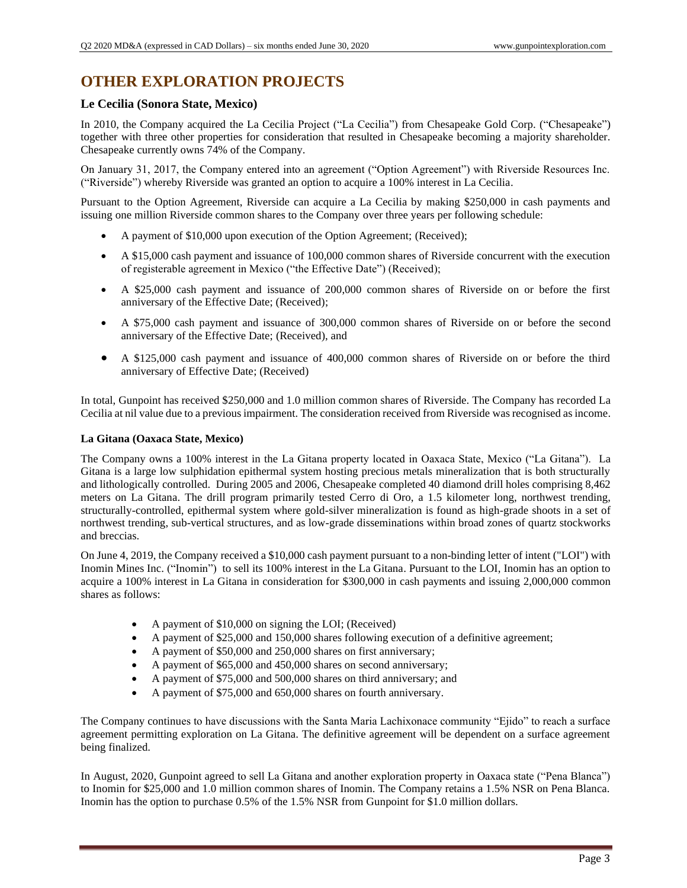# OTHER EXPLORATION PROJECTS

### Le Cecilia (Sonora State, Mexico)

In 2010, the Company acquired the La Cecilia Project ("La Cecilia") from Chesapeake Gold Corp. ("Chesapeake") together with three other properties for consideration that resulted in Chesapeake becoming a majority shareholder. Chesapeake currently owns 74% of the Company.

On January 31, 2017, the Company entered into an agreement ("Option Agreement") with Riverside Resources Inc. ("Riverside") whereby Riverside was granted an option to acquire a 100% interest in La Cecilia.

Pursuant to the Option Agreement, Riverside can acquire a La Cecilia by making $250,000 in cash payments and issuing one million Riverside common shares to the Company over three years per following schedule:

- A payment of $10,000 upon execution of the Option Agreement; (Received);
- A $15,000 cash payment and issuance of 100,000 common shares of Riverside concurrent with the execution of registerable agreement in Mexico ("the Effective Date") (Received);
- A $25,000 cash payment and issuance of 200,000 common shares of Riverside on or before the first anniversary of the Effective Date; (Received);
- A $75,000 cash payment and issuance of 300,000 common shares of Riverside on or before the second anniversary of the Effective Date; (Received), and
- A $125,000 cash payment and issuance of 400,000 common shares of Riverside on or before the third anniversary of Effective Date; (Received)

In total, Gunpoint has received $250,000 and 1.0 million common shares of Riverside. The Company has recorded La Cecilia at nil value due to a previous impairment. The consideration received from Riverside was recognised as income.

#### La Gitana (Oaxaca State, Mexico)

The Company owns a 100% interest in the La Gitana property located in Oaxaca State, Mexico ("La Gitana"). La Gitana is a large low sulphidation epithermal system hosting precious metals mineralization that is both structurally and lithologically controlled. During 2005 and 2006, Chesapeake completed 40 diamond drill holes comprising 8,462 meters on La Gitana. The drill program primarily tested Cerro di Oro, a 1.5 kilometer long, northwest trending, structurally-controlled, epithermal system where gold-silver mineralization is found as high-grade shoots in a set of northwest trending, sub-vertical structures, and as low-grade disseminations within broad zones of quartz stockworks and breccias.

On June 4, 2019, the Company received a $10,000 cash payment pursuant to a non-binding letter of intent ("LOI") with Inomin Mines Inc. ("Inomin") to sell its 100% interest in the La Gitana. Pursuant to the LOI, Inomin has an option to acquire a 100% interest in La Gitana in consideration for $300,000 in cash payments and issuing 2,000,000 common shares as follows:

- A payment of $10,000 on signing the LOI; (Received)
- A payment of $25,000 and 150,000 shares following execution of a definitive agreement;
- A payment of $50,000 and 250,000 shares on first anniversary;
- A payment of $65,000 and 450,000 shares on second anniversary;
- A payment of $75,000 and 500,000 shares on third anniversary; and
- A payment of $75,000 and 650,000 shares on fourth anniversary.

The Company continues to have discussions with the Santa Maria Lachixonace community "Ejido" to reach a surface agreement permitting exploration on La Gitana. The definitive agreement will be dependent on a surface agreement being finalized.

In August, 2020, Gunpoint agreed to sell La Gitana and another exploration property in Oaxaca state ("Pena Blanca") to Inomin for $25,000 and 1.0 million common shares of Inomin. The Company retains a 1.5% NSR on Pena Blanca. Inomin has the option to purchase 0.5% of the 1.5% NSR from Gunpoint for $1.0 million dollars.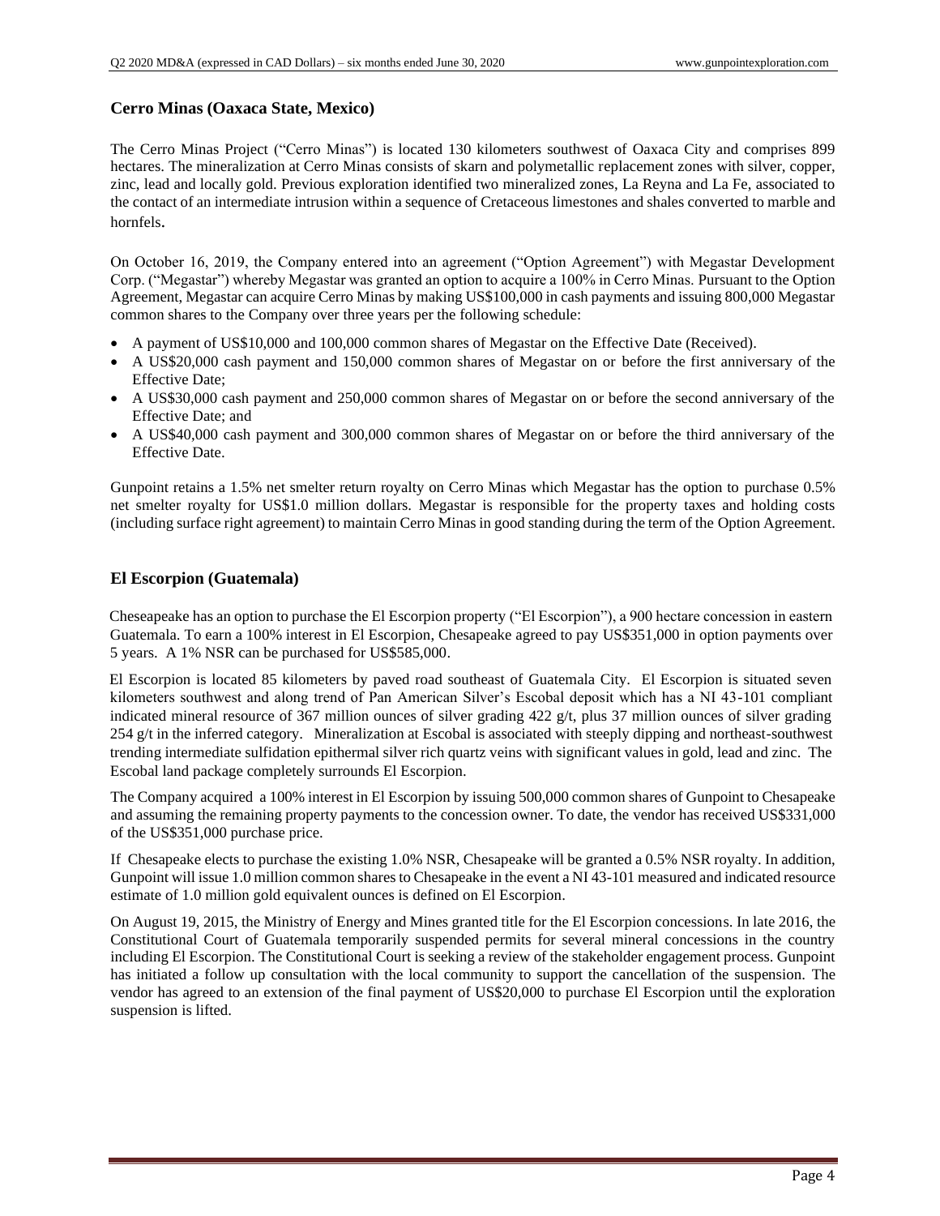## Cerro Minas (Oaxaca State, Mexico)

The Cerro Minas Project ("Cerro Minas") is located 130 kilometers southwest of Oaxaca City and comprises 899 hectares. The mineralization at Cerro Minas consists of skarn and polymetallic replacement zones with silver, copper, zinc, lead and locally gold. Previous exploration identified two mineralized zones, La Reyna and La Fe, associated to the contact of an intermediate intrusion within a sequence of Cretaceous limestones and shales converted to marble and hornfels.

On October 16, 2019, the Company entered into an agreement ("Option Agreement") with Megastar Development Corp. ("Megastar") whereby Megastar was granted an option to acquire a 100% in Cerro Minas. Pursuant to the Option Agreement, Megastar can acquire Cerro Minas by making US$100,000 in cash payments and issuing 800,000 Megastar common shares to the Company over three years per the following schedule:

- A payment of US$10,000 and 100,000 common shares of Megastar on the Effective Date (Received).
- A US$20,000 cash payment and 150,000 common shares of Megastar on or before the first anniversary of the Effective Date;
- A US$30,000 cash payment and 250,000 common shares of Megastar on or before the second anniversary of the Effective Date; and
- A US$40,000 cash payment and 300,000 common shares of Megastar on or before the third anniversary of the Effective Date.

Gunpoint retains a 1.5% net smelter return royalty on Cerro Minas which Megastar has the option to purchase 0.5% net smelter royalty for US$1.0 million dollars. Megastar is responsible for the property taxes and holding costs (including surface right agreement) to maintain Cerro Minas in good standing during the term of the Option Agreement.

## El Escorpion (Guatemala)

Cheseapeake has an option to purchase the El Escorpion property ("El Escorpion"), a 900 hectare concession in eastern Guatemala. To earn a 100% interest in El Escorpion, Chesapeake agreed to pay US$351,000 in option payments over 5 years. A 1% NSR can be purchased for US$585,000.

El Escorpion is located 85 kilometers by paved road southeast of Guatemala City. El Escorpion is situated seven kilometers southwest and along trend of Pan American Silver's Escobal deposit which has a NI 43-101 compliant indicated mineral resource of 367 million ounces of silver grading 422 g/t, plus 37 million ounces of silver grading 254 g/t in the inferred category. Mineralization at Escobal is associated with steeply dipping and northeast-southwest trending intermediate sulfidation epithermal silver rich quartz veins with significant values in gold, lead and zinc. The Escobal land package completely surrounds El Escorpion.

The Company acquired a 100% interest in El Escorpion by issuing 500,000 common shares of Gunpoint to Chesapeake and assuming the remaining property payments to the concession owner. To date, the vendor has received US$331,000 of the US$351,000 purchase price.

If Chesapeake elects to purchase the existing 1.0% NSR, Chesapeake will be granted a 0.5% NSR royalty. In addition, Gunpoint will issue 1.0 million common shares to Chesapeake in the event a NI 43-101 measured and indicated resource estimate of 1.0 million gold equivalent ounces is defined on El Escorpion.

On August 19, 2015, the Ministry of Energy and Mines granted title for the El Escorpion concessions. In late 2016, the Constitutional Court of Guatemala temporarily suspended permits for several mineral concessions in the country including El Escorpion. The Constitutional Court is seeking a review of the stakeholder engagement process. Gunpoint has initiated a follow up consultation with the local community to support the cancellation of the suspension. The vendor has agreed to an extension of the final payment of US$20,000 to purchase El Escorpion until the exploration suspension is lifted.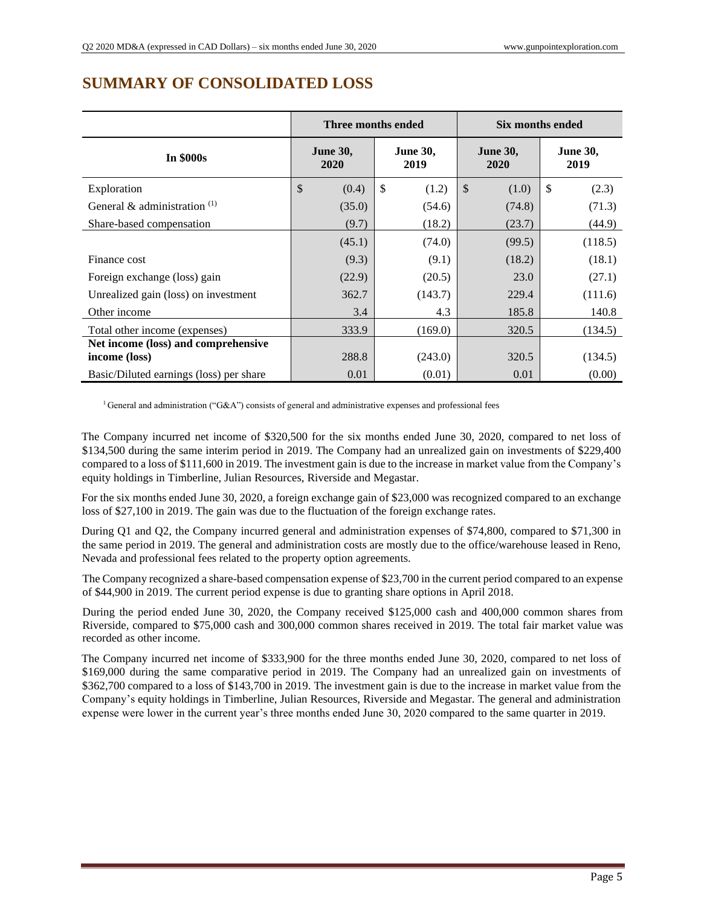# SUMMARY OF CONSOLIDATED LOSS

| In $000s | Three months ended | | Six months ended | |
|---|---|---|---|---|
| | June 30, 2020 | June 30, 2019 | June 30, 2020 | June 30, 2019 |
| Exploration | $ (0.4) | $ (1.2) | $ (1.0) | $ (2.3) |
| General & administration [(1)] | (35.0) | (54.6) | (74.8) | (71.3) |
| Share-based compensation | (9.7) | (18.2) | (23.7) | (44.9) |
| | (45.1) | (74.0) | (99.5) | (118.5) |
| Finance cost | (9.3) | (9.1) | (18.2) | (18.1) |
| Foreign exchange (loss) gain | (22.9) | (20.5) | 23.0 | (27.1) |
| Unrealized gain (loss) on investment | 362.7 | (143.7) | 229.4 | (111.6) |
| Other income | 3.4 | 4.3 | 185.8 | 140.8 |
| Total other income (expenses) | 333.9 | (169.0) | 320.5 | (134.5) |
| **Net income (loss) and comprehensive income (loss)** | 288.8 | (243.0) | 320.5 | (134.5) |
| Basic/Diluted earnings (loss) per share | 0.01 | (0.01) | 0.01 | (0.00) |

[1] General and administration ("G&A") consists of general and administrative expenses and professional fees

The Company incurred net income of $320,500 for the six months ended June 30, 2020, compared to net loss of $134,500 during the same interim period in 2019. The Company had an unrealized gain on investments of $229,400 compared to a loss of $111,600 in 2019. The investment gain is due to the increase in market value from the Company's equity holdings in Timberline, Julian Resources, Riverside and Megastar.

For the six months ended June 30, 2020, a foreign exchange gain of $23,000 was recognized compared to an exchange loss of $27,100 in 2019. The gain was due to the fluctuation of the foreign exchange rates.

During Q1 and Q2, the Company incurred general and administration expenses of $74,800, compared to $71,300 in the same period in 2019. The general and administration costs are mostly due to the office/warehouse leased in Reno, Nevada and professional fees related to the property option agreements.

The Company recognized a share-based compensation expense of $23,700 in the current period compared to an expense of $44,900 in 2019. The current period expense is due to granting share options in April 2018.

During the period ended June 30, 2020, the Company received $125,000 cash and 400,000 common shares from Riverside, compared to $75,000 cash and 300,000 common shares received in 2019. The total fair market value was recorded as other income.

The Company incurred net income of $333,900 for the three months ended June 30, 2020, compared to net loss of $169,000 during the same comparative period in 2019. The Company had an unrealized gain on investments of $362,700 compared to a loss of $143,700 in 2019. The investment gain is due to the increase in market value from the Company's equity holdings in Timberline, Julian Resources, Riverside and Megastar. The general and administration expense were lower in the current year's three months ended June 30, 2020 compared to the same quarter in 2019.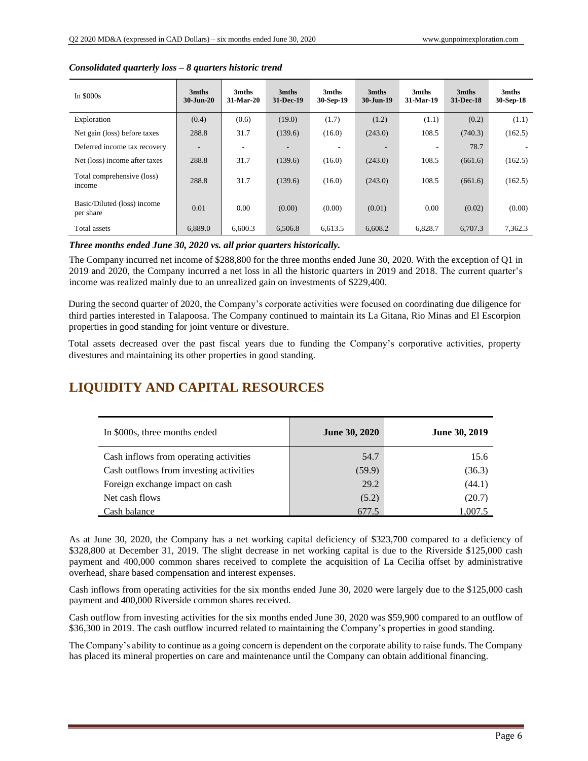*Consolidated quarterly loss – 8 quarters historic trend*

| In $000s | 3mths 30-Jun-20 | 3mths 31-Mar-20 | 3mths 31-Dec-19 | 3mths 30-Sep-19 | 3mths 30-Jun-19 | 3mths 31-Mar-19 | 3mths 31-Dec-18 | 3mths 30-Sep-18 |
|---|---|---|---|---|---|---|---|---|
| Exploration | (0.4) | (0.6) | (19.0) | (1.7) | (1.2) | (1.1) | (0.2) | (1.1) |
| Net gain (loss) before taxes | 288.8 | 31.7 | (139.6) | (16.0) | (243.0) | 108.5 | (740.3) | (162.5) |
| Deferred income tax recovery | - | - | - | - | - | - | 78.7 | - |
| Net (loss) income after taxes | 288.8 | 31.7 | (139.6) | (16.0) | (243.0) | 108.5 | (661.6) | (162.5) |
| Total comprehensive (loss) income | 288.8 | 31.7 | (139.6) | (16.0) | (243.0) | 108.5 | (661.6) | (162.5) |
| Basic/Diluted (loss) income per share | 0.01 | 0.00 | (0.00) | (0.00) | (0.01) | 0.00 | (0.02) | (0.00) |
| Total assets | 6,889.0 | 6,600.3 | 6,506.8 | 6,613.5 | 6,608.2 | 6,828.7 | 6,707.3 | 7,362.3 |

***Three months ended June 30, 2020 vs. all prior quarters historically.***

The Company incurred net income of $288,800 for the three months ended June 30, 2020. With the exception of Q1 in 2019 and 2020, the Company incurred a net loss in all the historic quarters in 2019 and 2018. The current quarter's income was realized mainly due to an unrealized gain on investments of $229,400.

During the second quarter of 2020, the Company's corporate activities were focused on coordinating due diligence for third parties interested in Talapoosa. The Company continued to maintain its La Gitana, Rio Minas and El Escorpion properties in good standing for joint venture or divesture.

Total assets decreased over the past fiscal years due to funding the Company's corporative activities, property divestures and maintaining its other properties in good standing.

# LIQUIDITY AND CAPITAL RESOURCES

| In $000s, three months ended | June 30, 2020 | June 30, 2019 |
|---|---|---|
| Cash inflows from operating activities | 54.7 | 15.6 |
| Cash outflows from investing activities | (59.9) | (36.3) |
| Foreign exchange impact on cash | 29.2 | (44.1) |
| Net cash flows | (5.2) | (20.7) |
| Cash balance | 677.5 | 1,007.5 |

As at June 30, 2020, the Company has a net working capital deficiency of $323,700 compared to a deficiency of $328,800 at December 31, 2019. The slight decrease in net working capital is due to the Riverside $125,000 cash payment and 400,000 common shares received to complete the acquisition of La Cecilia offset by administrative overhead, share based compensation and interest expenses.

Cash inflows from operating activities for the six months ended June 30, 2020 were largely due to the $125,000 cash payment and 400,000 Riverside common shares received.

Cash outflow from investing activities for the six months ended June 30, 2020 was $59,900 compared to an outflow of $36,300 in 2019. The cash outflow incurred related to maintaining the Company's properties in good standing.

The Company's ability to continue as a going concern is dependent on the corporate ability to raise funds. The Company has placed its mineral properties on care and maintenance until the Company can obtain additional financing.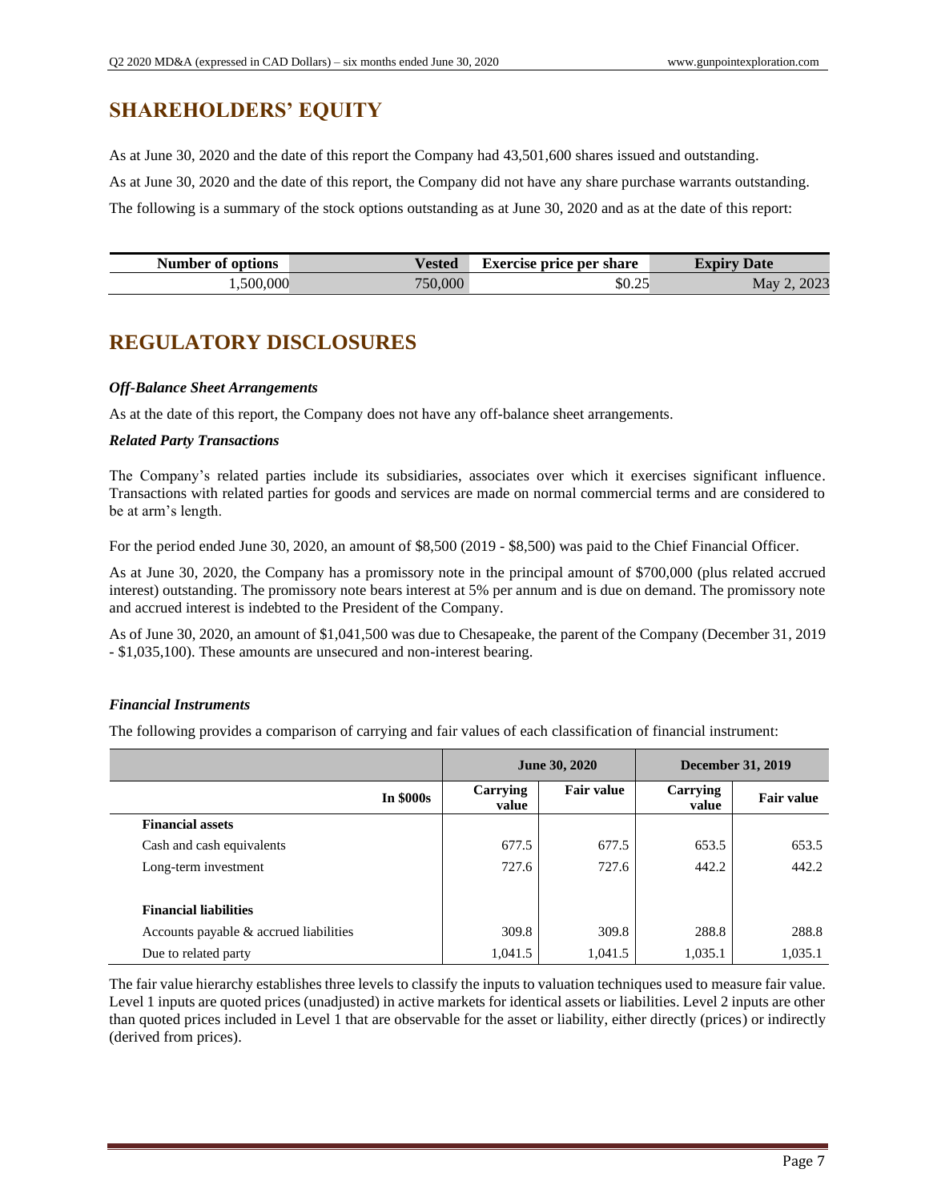# SHAREHOLDERS' EQUITY

As at June 30, 2020 and the date of this report the Company had 43,501,600 shares issued and outstanding.

As at June 30, 2020 and the date of this report, the Company did not have any share purchase warrants outstanding.

The following is a summary of the stock options outstanding as at June 30, 2020 and as at the date of this report:

| Number of options | Vested | Exercise price per share | Expiry Date |
|---:|---:|---:|---:|
| 1,500,000 | 750,000 | $0.25 | May 2, 2023 |

# REGULATORY DISCLOSURES

***Off-Balance Sheet Arrangements***

As at the date of this report, the Company does not have any off-balance sheet arrangements.

***Related Party Transactions***

The Company's related parties include its subsidiaries, associates over which it exercises significant influence. Transactions with related parties for goods and services are made on normal commercial terms and are considered to be at arm's length.

For the period ended June 30, 2020, an amount of $8,500 (2019 - $8,500) was paid to the Chief Financial Officer.

As at June 30, 2020, the Company has a promissory note in the principal amount of $700,000 (plus related accrued interest) outstanding. The promissory note bears interest at 5% per annum and is due on demand. The promissory note and accrued interest is indebted to the President of the Company.

As of June 30, 2020, an amount of $1,041,500 was due to Chesapeake, the parent of the Company (December 31, 2019 - $1,035,100). These amounts are unsecured and non-interest bearing.

***Financial Instruments***

The following provides a comparison of carrying and fair values of each classification of financial instrument:

| | June 30, 2020 | | December 31, 2019 | |
|---|---:|---:|---:|---:|
| **In $000s** | **Carrying value** | **Fair value** | **Carrying value** | **Fair value** |
| **Financial assets** | | | | |
| Cash and cash equivalents | 677.5 | 677.5 | 653.5 | 653.5 |
| Long-term investment | 727.6 | 727.6 | 442.2 | 442.2 |
| **Financial liabilities** | | | | |
| Accounts payable & accrued liabilities | 309.8 | 309.8 | 288.8 | 288.8 |
| Due to related party | 1,041.5 | 1,041.5 | 1,035.1 | 1,035.1 |

The fair value hierarchy establishes three levels to classify the inputs to valuation techniques used to measure fair value. Level 1 inputs are quoted prices (unadjusted) in active markets for identical assets or liabilities. Level 2 inputs are other than quoted prices included in Level 1 that are observable for the asset or liability, either directly (prices) or indirectly (derived from prices).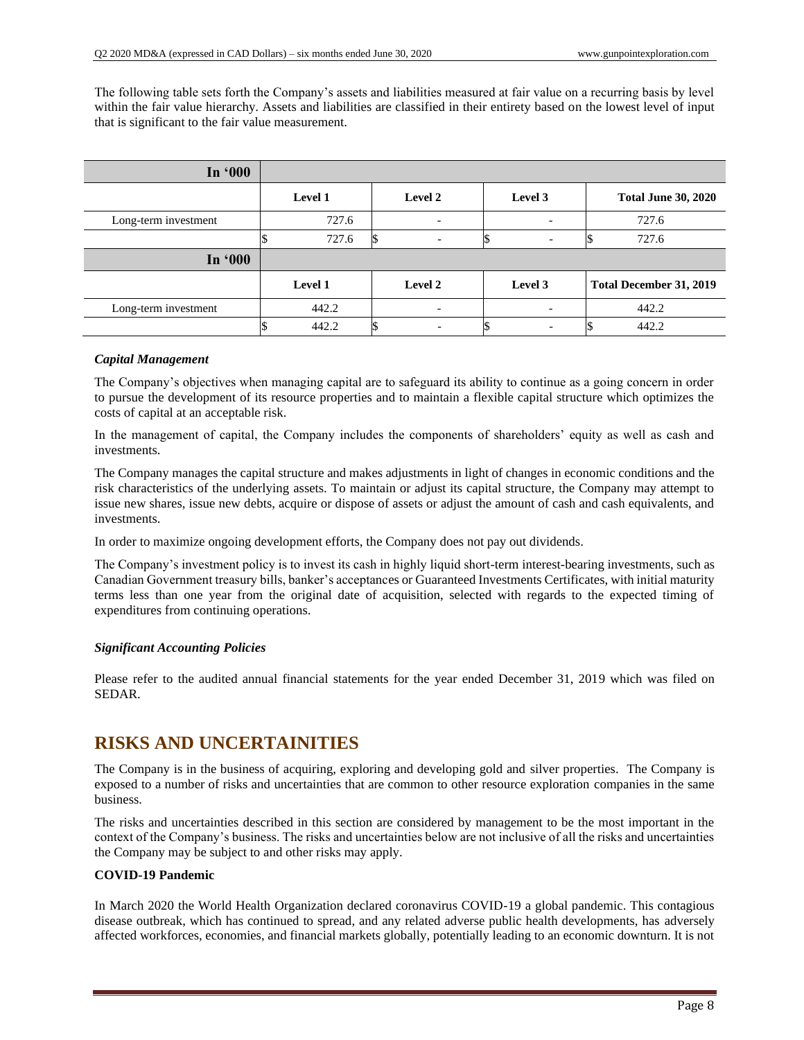The following table sets forth the Company's assets and liabilities measured at fair value on a recurring basis by level within the fair value hierarchy. Assets and liabilities are classified in their entirety based on the lowest level of input that is significant to the fair value measurement.

| In '000 | | | | |
|---|---|---|---|---|
| | Level 1 | Level 2 | Level 3 | Total June 30, 2020 |
| Long-term investment | 727.6 | - | - | 727.6 |
| | $ 727.6 | $ - | $ - | $ 727.6 |
| **In '000** | | | | |
| | Level 1 | Level 2 | Level 3 | Total December 31, 2019 |
| Long-term investment | 442.2 | - | - | 442.2 |
| | $ 442.2 | $ - | $ - | $ 442.2 |

***Capital Management***

The Company's objectives when managing capital are to safeguard its ability to continue as a going concern in order to pursue the development of its resource properties and to maintain a flexible capital structure which optimizes the costs of capital at an acceptable risk.

In the management of capital, the Company includes the components of shareholders' equity as well as cash and investments.

The Company manages the capital structure and makes adjustments in light of changes in economic conditions and the risk characteristics of the underlying assets. To maintain or adjust its capital structure, the Company may attempt to issue new shares, issue new debts, acquire or dispose of assets or adjust the amount of cash and cash equivalents, and investments.

In order to maximize ongoing development efforts, the Company does not pay out dividends.

The Company's investment policy is to invest its cash in highly liquid short-term interest-bearing investments, such as Canadian Government treasury bills, banker's acceptances or Guaranteed Investments Certificates, with initial maturity terms less than one year from the original date of acquisition, selected with regards to the expected timing of expenditures from continuing operations.

***Significant Accounting Policies***

Please refer to the audited annual financial statements for the year ended December 31, 2019 which was filed on SEDAR.

## RISKS AND UNCERTAINITIES

The Company is in the business of acquiring, exploring and developing gold and silver properties. The Company is exposed to a number of risks and uncertainties that are common to other resource exploration companies in the same business.

The risks and uncertainties described in this section are considered by management to be the most important in the context of the Company's business. The risks and uncertainties below are not inclusive of all the risks and uncertainties the Company may be subject to and other risks may apply.

**COVID-19 Pandemic**

In March 2020 the World Health Organization declared coronavirus COVID-19 a global pandemic. This contagious disease outbreak, which has continued to spread, and any related adverse public health developments, has adversely affected workforces, economies, and financial markets globally, potentially leading to an economic downturn. It is not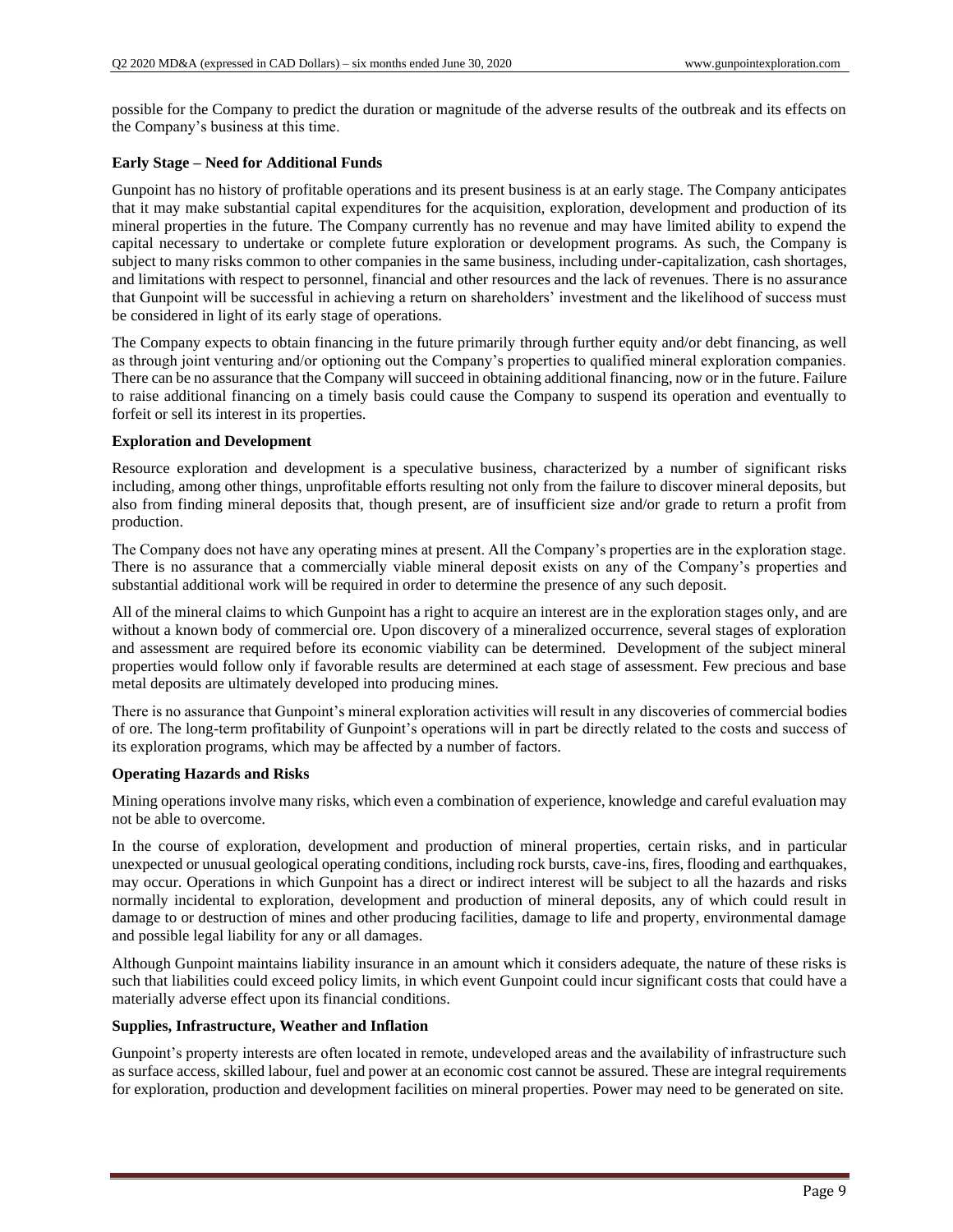possible for the Company to predict the duration or magnitude of the adverse results of the outbreak and its effects on the Company's business at this time.

**Early Stage – Need for Additional Funds**

Gunpoint has no history of profitable operations and its present business is at an early stage. The Company anticipates that it may make substantial capital expenditures for the acquisition, exploration, development and production of its mineral properties in the future. The Company currently has no revenue and may have limited ability to expend the capital necessary to undertake or complete future exploration or development programs. As such, the Company is subject to many risks common to other companies in the same business, including under-capitalization, cash shortages, and limitations with respect to personnel, financial and other resources and the lack of revenues. There is no assurance that Gunpoint will be successful in achieving a return on shareholders' investment and the likelihood of success must be considered in light of its early stage of operations.

The Company expects to obtain financing in the future primarily through further equity and/or debt financing, as well as through joint venturing and/or optioning out the Company's properties to qualified mineral exploration companies. There can be no assurance that the Company will succeed in obtaining additional financing, now or in the future. Failure to raise additional financing on a timely basis could cause the Company to suspend its operation and eventually to forfeit or sell its interest in its properties.

**Exploration and Development**

Resource exploration and development is a speculative business, characterized by a number of significant risks including, among other things, unprofitable efforts resulting not only from the failure to discover mineral deposits, but also from finding mineral deposits that, though present, are of insufficient size and/or grade to return a profit from production.

The Company does not have any operating mines at present. All the Company's properties are in the exploration stage. There is no assurance that a commercially viable mineral deposit exists on any of the Company's properties and substantial additional work will be required in order to determine the presence of any such deposit.

All of the mineral claims to which Gunpoint has a right to acquire an interest are in the exploration stages only, and are without a known body of commercial ore. Upon discovery of a mineralized occurrence, several stages of exploration and assessment are required before its economic viability can be determined. Development of the subject mineral properties would follow only if favorable results are determined at each stage of assessment. Few precious and base metal deposits are ultimately developed into producing mines.

There is no assurance that Gunpoint's mineral exploration activities will result in any discoveries of commercial bodies of ore. The long-term profitability of Gunpoint's operations will in part be directly related to the costs and success of its exploration programs, which may be affected by a number of factors.

**Operating Hazards and Risks**

Mining operations involve many risks, which even a combination of experience, knowledge and careful evaluation may not be able to overcome.

In the course of exploration, development and production of mineral properties, certain risks, and in particular unexpected or unusual geological operating conditions, including rock bursts, cave-ins, fires, flooding and earthquakes, may occur. Operations in which Gunpoint has a direct or indirect interest will be subject to all the hazards and risks normally incidental to exploration, development and production of mineral deposits, any of which could result in damage to or destruction of mines and other producing facilities, damage to life and property, environmental damage and possible legal liability for any or all damages.

Although Gunpoint maintains liability insurance in an amount which it considers adequate, the nature of these risks is such that liabilities could exceed policy limits, in which event Gunpoint could incur significant costs that could have a materially adverse effect upon its financial conditions.

**Supplies, Infrastructure, Weather and Inflation**

Gunpoint's property interests are often located in remote, undeveloped areas and the availability of infrastructure such as surface access, skilled labour, fuel and power at an economic cost cannot be assured. These are integral requirements for exploration, production and development facilities on mineral properties. Power may need to be generated on site.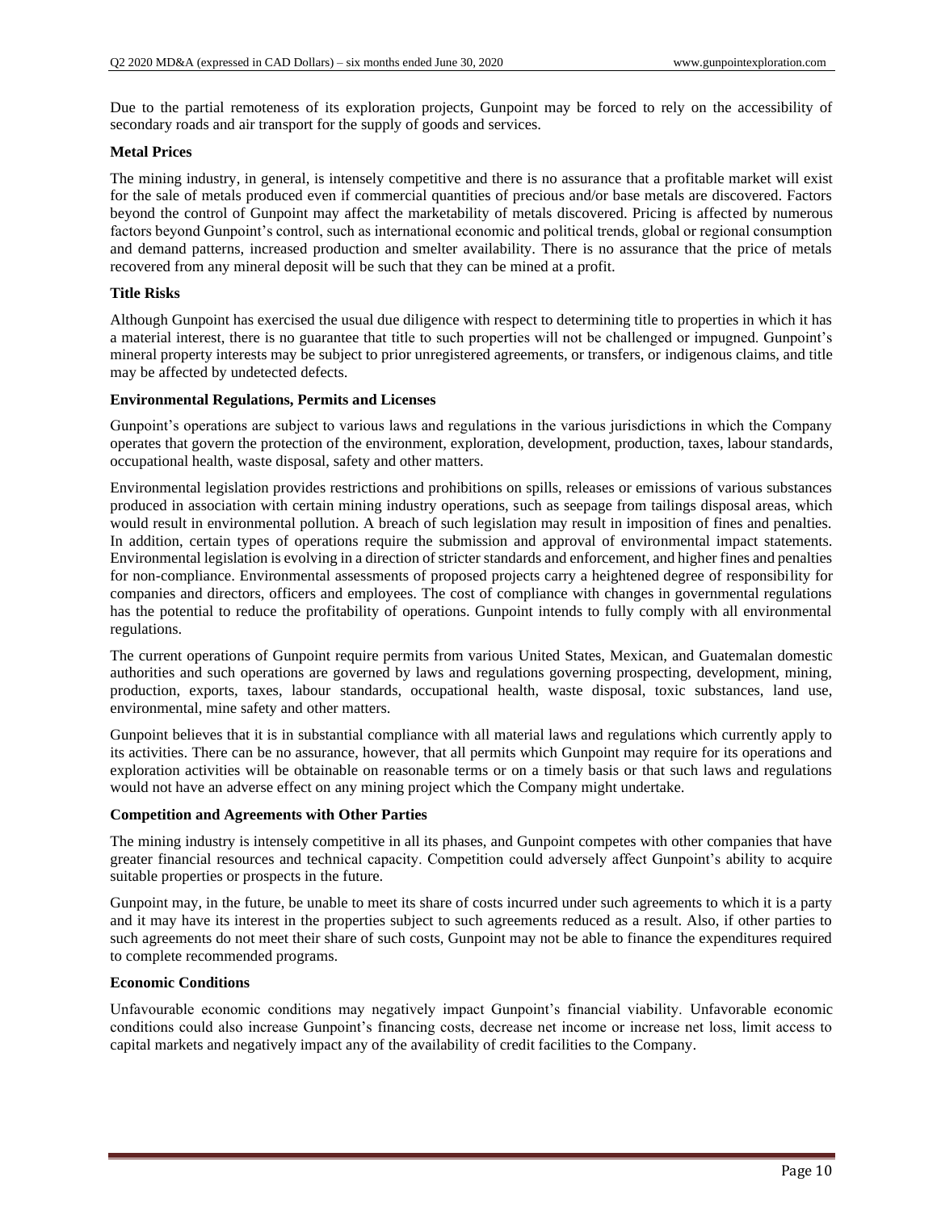Due to the partial remoteness of its exploration projects, Gunpoint may be forced to rely on the accessibility of secondary roads and air transport for the supply of goods and services.

**Metal Prices**

The mining industry, in general, is intensely competitive and there is no assurance that a profitable market will exist for the sale of metals produced even if commercial quantities of precious and/or base metals are discovered. Factors beyond the control of Gunpoint may affect the marketability of metals discovered. Pricing is affected by numerous factors beyond Gunpoint's control, such as international economic and political trends, global or regional consumption and demand patterns, increased production and smelter availability. There is no assurance that the price of metals recovered from any mineral deposit will be such that they can be mined at a profit.

**Title Risks**

Although Gunpoint has exercised the usual due diligence with respect to determining title to properties in which it has a material interest, there is no guarantee that title to such properties will not be challenged or impugned. Gunpoint's mineral property interests may be subject to prior unregistered agreements, or transfers, or indigenous claims, and title may be affected by undetected defects.

**Environmental Regulations, Permits and Licenses**

Gunpoint's operations are subject to various laws and regulations in the various jurisdictions in which the Company operates that govern the protection of the environment, exploration, development, production, taxes, labour standards, occupational health, waste disposal, safety and other matters.

Environmental legislation provides restrictions and prohibitions on spills, releases or emissions of various substances produced in association with certain mining industry operations, such as seepage from tailings disposal areas, which would result in environmental pollution. A breach of such legislation may result in imposition of fines and penalties. In addition, certain types of operations require the submission and approval of environmental impact statements. Environmental legislation is evolving in a direction of stricter standards and enforcement, and higher fines and penalties for non-compliance. Environmental assessments of proposed projects carry a heightened degree of responsibility for companies and directors, officers and employees. The cost of compliance with changes in governmental regulations has the potential to reduce the profitability of operations. Gunpoint intends to fully comply with all environmental regulations.

The current operations of Gunpoint require permits from various United States, Mexican, and Guatemalan domestic authorities and such operations are governed by laws and regulations governing prospecting, development, mining, production, exports, taxes, labour standards, occupational health, waste disposal, toxic substances, land use, environmental, mine safety and other matters.

Gunpoint believes that it is in substantial compliance with all material laws and regulations which currently apply to its activities. There can be no assurance, however, that all permits which Gunpoint may require for its operations and exploration activities will be obtainable on reasonable terms or on a timely basis or that such laws and regulations would not have an adverse effect on any mining project which the Company might undertake.

**Competition and Agreements with Other Parties**

The mining industry is intensely competitive in all its phases, and Gunpoint competes with other companies that have greater financial resources and technical capacity. Competition could adversely affect Gunpoint's ability to acquire suitable properties or prospects in the future.

Gunpoint may, in the future, be unable to meet its share of costs incurred under such agreements to which it is a party and it may have its interest in the properties subject to such agreements reduced as a result. Also, if other parties to such agreements do not meet their share of such costs, Gunpoint may not be able to finance the expenditures required to complete recommended programs.

**Economic Conditions**

Unfavourable economic conditions may negatively impact Gunpoint's financial viability. Unfavorable economic conditions could also increase Gunpoint's financing costs, decrease net income or increase net loss, limit access to capital markets and negatively impact any of the availability of credit facilities to the Company.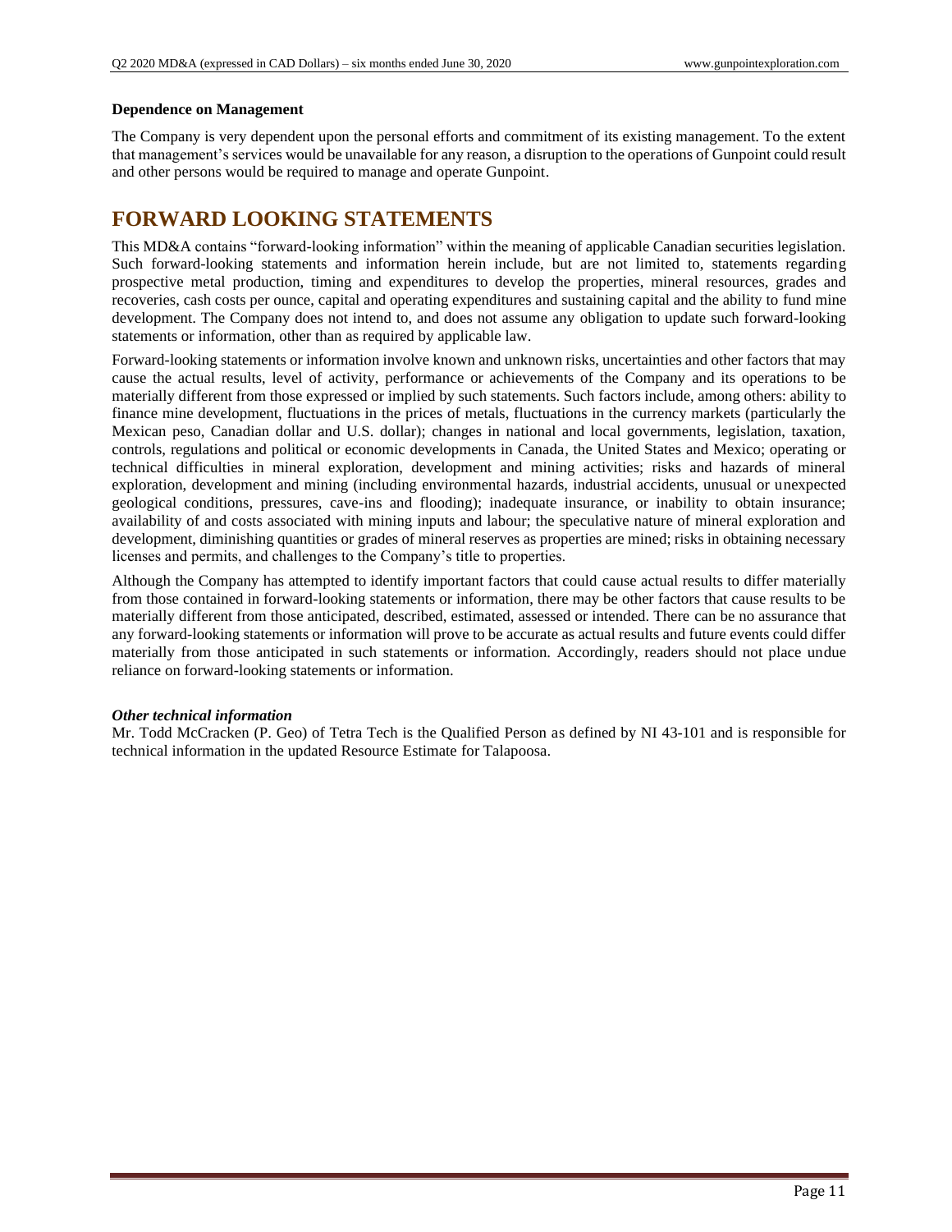**Dependence on Management**

The Company is very dependent upon the personal efforts and commitment of its existing management. To the extent that management's services would be unavailable for any reason, a disruption to the operations of Gunpoint could result and other persons would be required to manage and operate Gunpoint.

# FORWARD LOOKING STATEMENTS

This MD&A contains "forward-looking information" within the meaning of applicable Canadian securities legislation. Such forward-looking statements and information herein include, but are not limited to, statements regarding prospective metal production, timing and expenditures to develop the properties, mineral resources, grades and recoveries, cash costs per ounce, capital and operating expenditures and sustaining capital and the ability to fund mine development. The Company does not intend to, and does not assume any obligation to update such forward-looking statements or information, other than as required by applicable law.

Forward-looking statements or information involve known and unknown risks, uncertainties and other factors that may cause the actual results, level of activity, performance or achievements of the Company and its operations to be materially different from those expressed or implied by such statements. Such factors include, among others: ability to finance mine development, fluctuations in the prices of metals, fluctuations in the currency markets (particularly the Mexican peso, Canadian dollar and U.S. dollar); changes in national and local governments, legislation, taxation, controls, regulations and political or economic developments in Canada, the United States and Mexico; operating or technical difficulties in mineral exploration, development and mining activities; risks and hazards of mineral exploration, development and mining (including environmental hazards, industrial accidents, unusual or unexpected geological conditions, pressures, cave-ins and flooding); inadequate insurance, or inability to obtain insurance; availability of and costs associated with mining inputs and labour; the speculative nature of mineral exploration and development, diminishing quantities or grades of mineral reserves as properties are mined; risks in obtaining necessary licenses and permits, and challenges to the Company's title to properties.

Although the Company has attempted to identify important factors that could cause actual results to differ materially from those contained in forward-looking statements or information, there may be other factors that cause results to be materially different from those anticipated, described, estimated, assessed or intended. There can be no assurance that any forward-looking statements or information will prove to be accurate as actual results and future events could differ materially from those anticipated in such statements or information. Accordingly, readers should not place undue reliance on forward-looking statements or information.

***Other technical information***

Mr. Todd McCracken (P. Geo) of Tetra Tech is the Qualified Person as defined by NI 43-101 and is responsible for technical information in the updated Resource Estimate for Talapoosa.